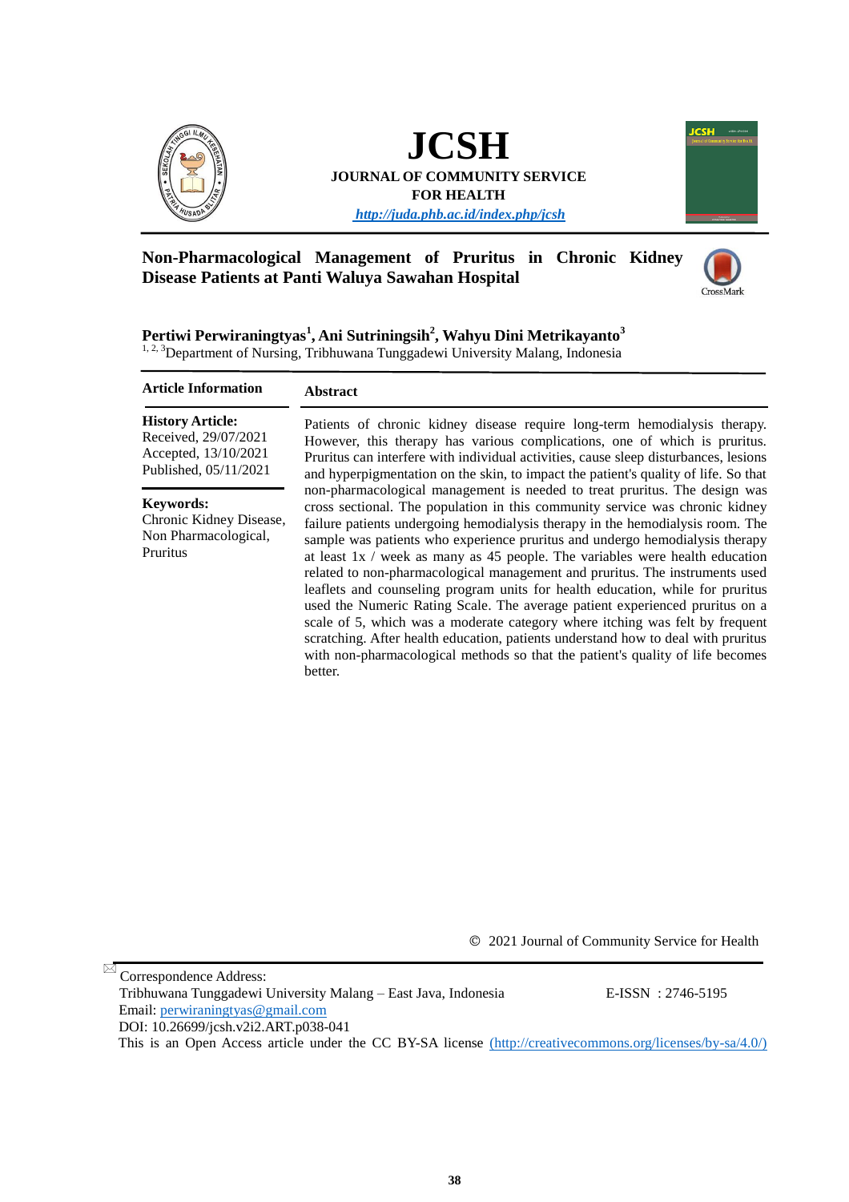# JCSH

**JOURNAL OF COMMUNITY SERVICE FOR HEALTH**

*http://juda.phb.ac.id/index.php/jcsh*

## Non-Pharmacological Management of Pruritus in Chronic Kidney Disease Patients at Panti Waluya Sawahan Hospital

**Pertiwi Perwiraningtyas[1], Ani Sutriningsih[2], Wahyu Dini Metrikayanto[3]**

[1, 2, 3]Department of Nursing, Tribhuwana Tunggadewi University Malang, Indonesia

| Article Information | Abstract |
|---|---|
| **History Article:** Received, 29/07/2021 Accepted, 13/10/2021 Published, 05/11/2021 **Keywords:** Chronic Kidney Disease, Non Pharmacological, Pruritus | Patients of chronic kidney disease require long-term hemodialysis therapy. However, this therapy has various complications, one of which is pruritus. Pruritus can interfere with individual activities, cause sleep disturbances, lesions and hyperpigmentation on the skin, to impact the patient's quality of life. So that non-pharmacological management is needed to treat pruritus. The design was cross sectional. The population in this community service was chronic kidney failure patients undergoing hemodialysis therapy in the hemodialysis room. The sample was patients who experience pruritus and undergo hemodialysis therapy at least 1x / week as many as 45 people. The variables were health education related to non-pharmacological management and pruritus. The instruments used leaflets and counseling program units for health education, while for pruritus used the Numeric Rating Scale. The average patient experienced pruritus on a scale of 5, which was a moderate category where itching was felt by frequent scratching. After health education, patients understand how to deal with pruritus with non-pharmacological methods so that the patient's quality of life becomes better. |

© 2021 Journal of Community Service for Health

Correspondence Address:
Tribhuwana Tunggadewi University Malang – East Java, Indonesia
Email: perwiraningtyas@gmail.com
DOI: 10.26699/jcsh.v2i2.ART.p038-041
This is an Open Access article under the CC BY-SA license (http://creativecommons.org/licenses/by-sa/4.0/)

E-ISSN : 2746-5195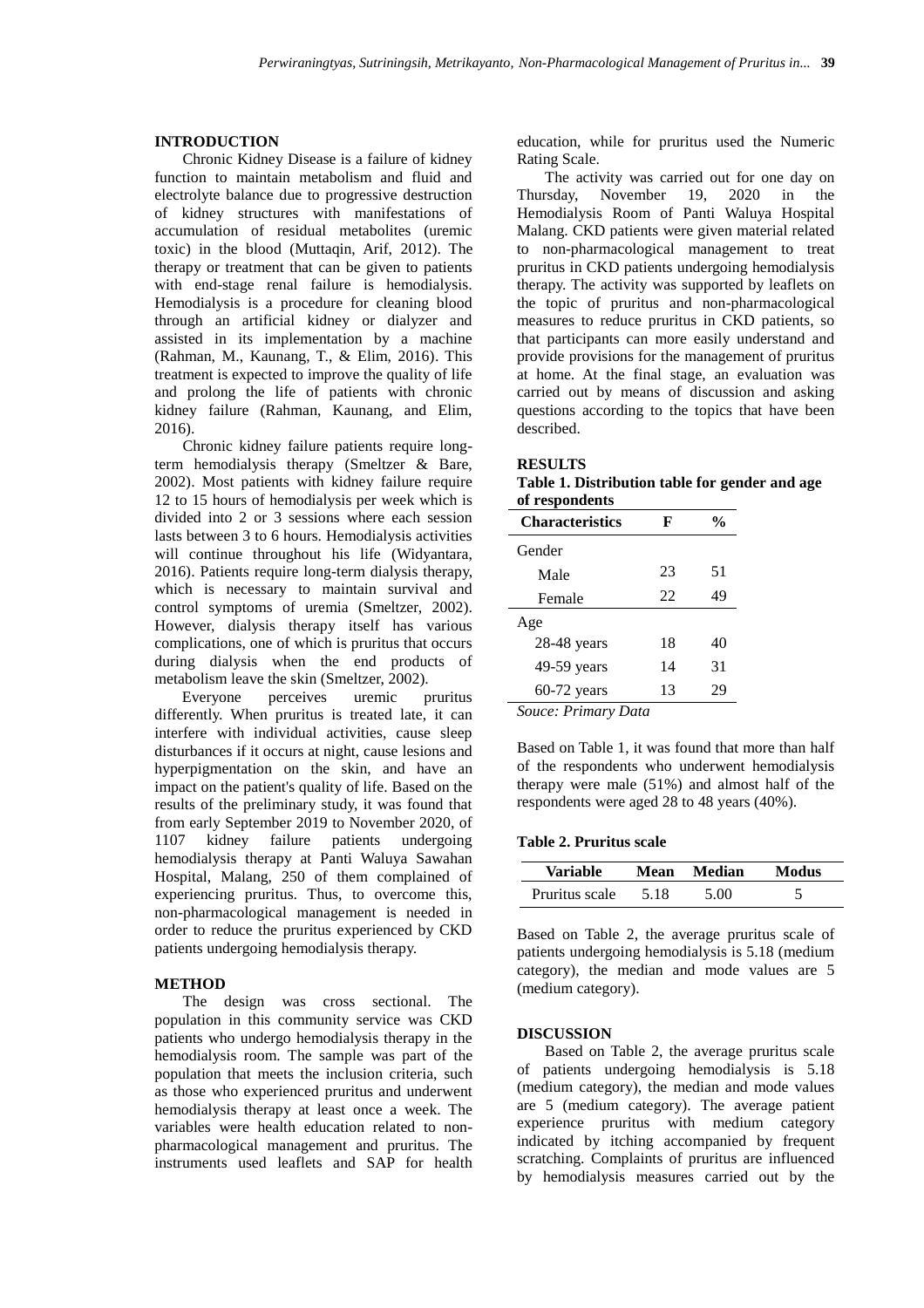## INTRODUCTION

Chronic Kidney Disease is a failure of kidney function to maintain metabolism and fluid and electrolyte balance due to progressive destruction of kidney structures with manifestations of accumulation of residual metabolites (uremic toxic) in the blood (Muttaqin, Arif, 2012). The therapy or treatment that can be given to patients with end-stage renal failure is hemodialysis. Hemodialysis is a procedure for cleaning blood through an artificial kidney or dialyzer and assisted in its implementation by a machine (Rahman, M., Kaunang, T., & Elim, 2016). This treatment is expected to improve the quality of life and prolong the life of patients with chronic kidney failure (Rahman, Kaunang, and Elim, 2016).

Chronic kidney failure patients require long-term hemodialysis therapy (Smeltzer & Bare, 2002). Most patients with kidney failure require 12 to 15 hours of hemodialysis per week which is divided into 2 or 3 sessions where each session lasts between 3 to 6 hours. Hemodialysis activities will continue throughout his life (Widyantara, 2016). Patients require long-term dialysis therapy, which is necessary to maintain survival and control symptoms of uremia (Smeltzer, 2002). However, dialysis therapy itself has various complications, one of which is pruritus that occurs during dialysis when the end products of metabolism leave the skin (Smeltzer, 2002).

Everyone perceives uremic pruritus differently. When pruritus is treated late, it can interfere with individual activities, cause sleep disturbances if it occurs at night, cause lesions and hyperpigmentation on the skin, and have an impact on the patient's quality of life. Based on the results of the preliminary study, it was found that from early September 2019 to November 2020, of 1107 kidney failure patients undergoing hemodialysis therapy at Panti Waluya Sawahan Hospital, Malang, 250 of them complained of experiencing pruritus. Thus, to overcome this, non-pharmacological management is needed in order to reduce the pruritus experienced by CKD patients undergoing hemodialysis therapy.

## METHOD

The design was cross sectional. The population in this community service was CKD patients who undergo hemodialysis therapy in the hemodialysis room. The sample was part of the population that meets the inclusion criteria, such as those who experienced pruritus and underwent hemodialysis therapy at least once a week. The variables were health education related to non-pharmacological management and pruritus. The instruments used leaflets and SAP for health education, while for pruritus used the Numeric Rating Scale.

The activity was carried out for one day on Thursday, November 19, 2020 in the Hemodialysis Room of Panti Waluya Hospital Malang. CKD patients were given material related to non-pharmacological management to treat pruritus in CKD patients undergoing hemodialysis therapy. The activity was supported by leaflets on the topic of pruritus and non-pharmacological measures to reduce pruritus in CKD patients, so that participants can more easily understand and provide provisions for the management of pruritus at home. At the final stage, an evaluation was carried out by means of discussion and asking questions according to the topics that have been described.

## RESULTS

**Table 1. Distribution table for gender and age of respondents**

| Characteristics | F | % |
|---|---|---|
| Gender | | |
| Male | 23 | 51 |
| Female | 22 | 49 |
| Age | | |
| 28-48 years | 18 | 40 |
| 49-59 years | 14 | 31 |
| 60-72 years | 13 | 29 |

*Souce: Primary Data*

Based on Table 1, it was found that more than half of the respondents who underwent hemodialysis therapy were male (51%) and almost half of the respondents were aged 28 to 48 years (40%).

**Table 2. Pruritus scale**

| Variable | Mean | Median | Modus |
|---|---|---|---|
| Pruritus scale | 5.18 | 5.00 | 5 |

Based on Table 2, the average pruritus scale of patients undergoing hemodialysis is 5.18 (medium category), the median and mode values are 5 (medium category).

## DISCUSSION

Based on Table 2, the average pruritus scale of patients undergoing hemodialysis is 5.18 (medium category), the median and mode values are 5 (medium category). The average patient experience pruritus with medium category indicated by itching accompanied by frequent scratching. Complaints of pruritus are influenced by hemodialysis measures carried out by the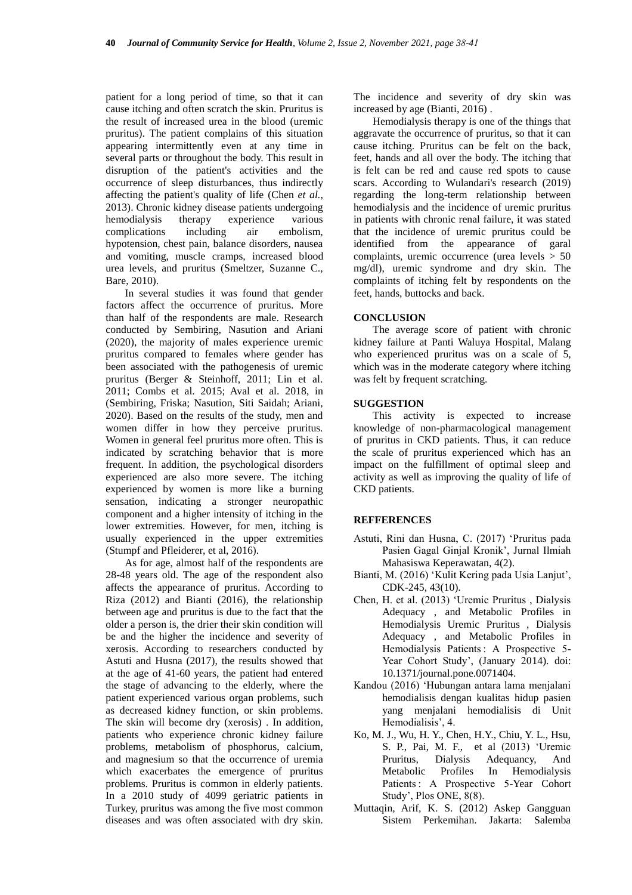patient for a long period of time, so that it can cause itching and often scratch the skin. Pruritus is the result of increased urea in the blood (uremic pruritus). The patient complains of this situation appearing intermittently even at any time in several parts or throughout the body. This result in disruption of the patient's activities and the occurrence of sleep disturbances, thus indirectly affecting the patient's quality of life (Chen *et al.*, 2013). Chronic kidney disease patients undergoing hemodialysis therapy experience various complications including air embolism, hypotension, chest pain, balance disorders, nausea and vomiting, muscle cramps, increased blood urea levels, and pruritus (Smeltzer, Suzanne C., Bare, 2010).

In several studies it was found that gender factors affect the occurrence of pruritus. More than half of the respondents are male. Research conducted by Sembiring, Nasution and Ariani (2020), the majority of males experience uremic pruritus compared to females where gender has been associated with the pathogenesis of uremic pruritus (Berger & Steinhoff, 2011; Lin et al. 2011; Combs et al. 2015; Aval et al. 2018, in (Sembiring, Friska; Nasution, Siti Saidah; Ariani, 2020). Based on the results of the study, men and women differ in how they perceive pruritus. Women in general feel pruritus more often. This is indicated by scratching behavior that is more frequent. In addition, the psychological disorders experienced are also more severe. The itching experienced by women is more like a burning sensation, indicating a stronger neuropathic component and a higher intensity of itching in the lower extremities. However, for men, itching is usually experienced in the upper extremities (Stumpf and Pfleiderer, et al, 2016).

As for age, almost half of the respondents are 28-48 years old. The age of the respondent also affects the appearance of pruritus. According to Riza (2012) and Bianti (2016), the relationship between age and pruritus is due to the fact that the older a person is, the drier their skin condition will be and the higher the incidence and severity of xerosis. According to researchers conducted by Astuti and Husna (2017), the results showed that at the age of 41-60 years, the patient had entered the stage of advancing to the elderly, where the patient experienced various organ problems, such as decreased kidney function, or skin problems. The skin will become dry (xerosis) . In addition, patients who experience chronic kidney failure problems, metabolism of phosphorus, calcium, and magnesium so that the occurrence of uremia which exacerbates the emergence of pruritus problems. Pruritus is common in elderly patients. In a 2010 study of 4099 geriatric patients in Turkey, pruritus was among the five most common diseases and was often associated with dry skin. The incidence and severity of dry skin was increased by age (Bianti, 2016) .

Hemodialysis therapy is one of the things that aggravate the occurrence of pruritus, so that it can cause itching. Pruritus can be felt on the back, feet, hands and all over the body. The itching that is felt can be red and cause red spots to cause scars. According to Wulandari's research (2019) regarding the long-term relationship between hemodialysis and the incidence of uremic pruritus in patients with chronic renal failure, it was stated that the incidence of uremic pruritus could be identified from the appearance of garal complaints, uremic occurrence (urea levels > 50 mg/dl), uremic syndrome and dry skin. The complaints of itching felt by respondents on the feet, hands, buttocks and back.

## CONCLUSION

The average score of patient with chronic kidney failure at Panti Waluya Hospital, Malang who experienced pruritus was on a scale of 5, which was in the moderate category where itching was felt by frequent scratching.

## SUGGESTION

This activity is expected to increase knowledge of non-pharmacological management of pruritus in CKD patients. Thus, it can reduce the scale of pruritus experienced which has an impact on the fulfillment of optimal sleep and activity as well as improving the quality of life of CKD patients.

## REFFERENCES

Astuti, Rini dan Husna, C. (2017) 'Pruritus pada Pasien Gagal Ginjal Kronik', Jurnal Ilmiah Mahasiswa Keperawatan, 4(2).

Bianti, M. (2016) 'Kulit Kering pada Usia Lanjut', CDK-245, 43(10).

Chen, H. et al. (2013) 'Uremic Pruritus , Dialysis Adequacy , and Metabolic Profiles in Hemodialysis Uremic Pruritus , Dialysis Adequacy , and Metabolic Profiles in Hemodialysis Patients : A Prospective 5-Year Cohort Study', (January 2014). doi: 10.1371/journal.pone.0071404.

Kandou (2016) 'Hubungan antara lama menjalani hemodialisis dengan kualitas hidup pasien yang menjalani hemodialisis di Unit Hemodialisis', 4.

Ko, M. J., Wu, H. Y., Chen, H.Y., Chiu, Y. L., Hsu, S. P., Pai, M. F., et al (2013) 'Uremic Pruritus, Dialysis Adequancy, And Metabolic Profiles In Hemodialysis Patients : A Prospective 5-Year Cohort Study', Plos ONE, 8(8).

Muttaqin, Arif, K. S. (2012) Askep Gangguan Sistem Perkemihan. Jakarta: Salemba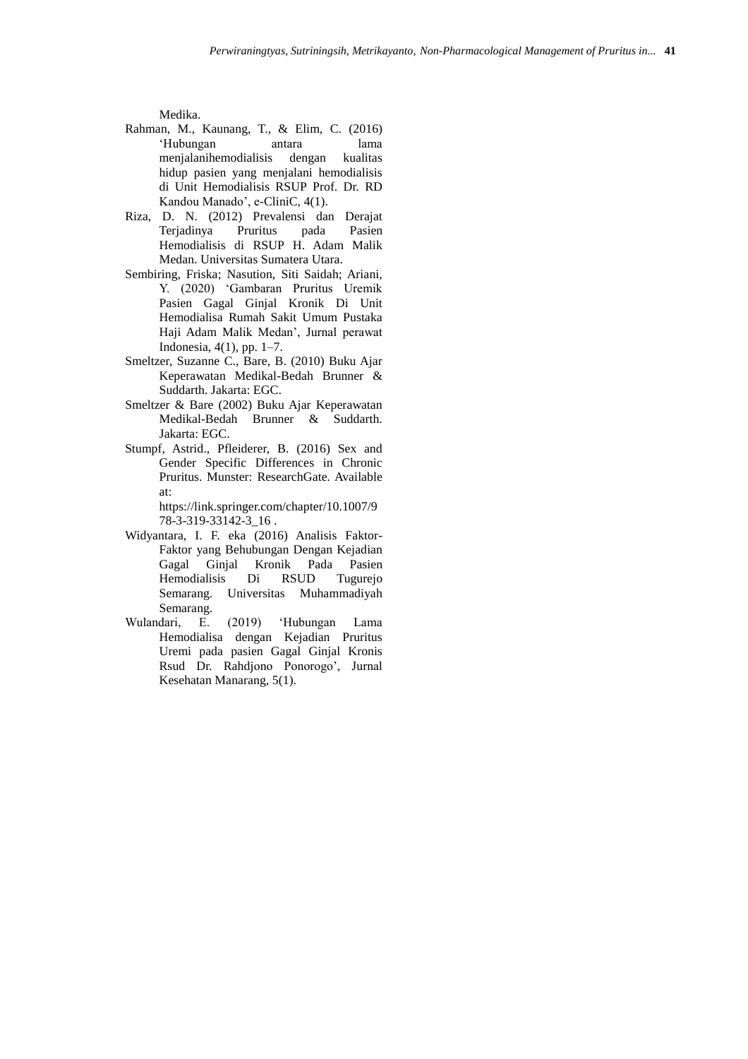Medika.

Rahman, M., Kaunang, T., & Elim, C. (2016) 'Hubungan antara lama menjalanihemodialisis dengan kualitas hidup pasien yang menjalani hemodialisis di Unit Hemodialisis RSUP Prof. Dr. RD Kandou Manado', e-CliniC, 4(1).

Riza, D. N. (2012) Prevalensi dan Derajat Terjadinya Pruritus pada Pasien Hemodialisis di RSUP H. Adam Malik Medan. Universitas Sumatera Utara.

Sembiring, Friska; Nasution, Siti Saidah; Ariani, Y. (2020) 'Gambaran Pruritus Uremik Pasien Gagal Ginjal Kronik Di Unit Hemodialisa Rumah Sakit Umum Pustaka Haji Adam Malik Medan', Jurnal perawat Indonesia, 4(1), pp. 1–7.

Smeltzer, Suzanne C., Bare, B. (2010) Buku Ajar Keperawatan Medikal-Bedah Brunner & Suddarth. Jakarta: EGC.

Smeltzer & Bare (2002) Buku Ajar Keperawatan Medikal-Bedah Brunner & Suddarth. Jakarta: EGC.

Stumpf, Astrid., Pfleiderer, B. (2016) Sex and Gender Specific Differences in Chronic Pruritus. Munster: ResearchGate. Available at: https://link.springer.com/chapter/10.1007/978-3-319-33142-3_16 .

Widyantara, I. F. eka (2016) Analisis Faktor-Faktor yang Behubungan Dengan Kejadian Gagal Ginjal Kronik Pada Pasien Hemodialisis Di RSUD Tugurejo Semarang. Universitas Muhammadiyah Semarang.

Wulandari, E. (2019) 'Hubungan Lama Hemodialisa dengan Kejadian Pruritus Uremi pada pasien Gagal Ginjal Kronis Rsud Dr. Rahdjono Ponorogo', Jurnal Kesehatan Manarang, 5(1).